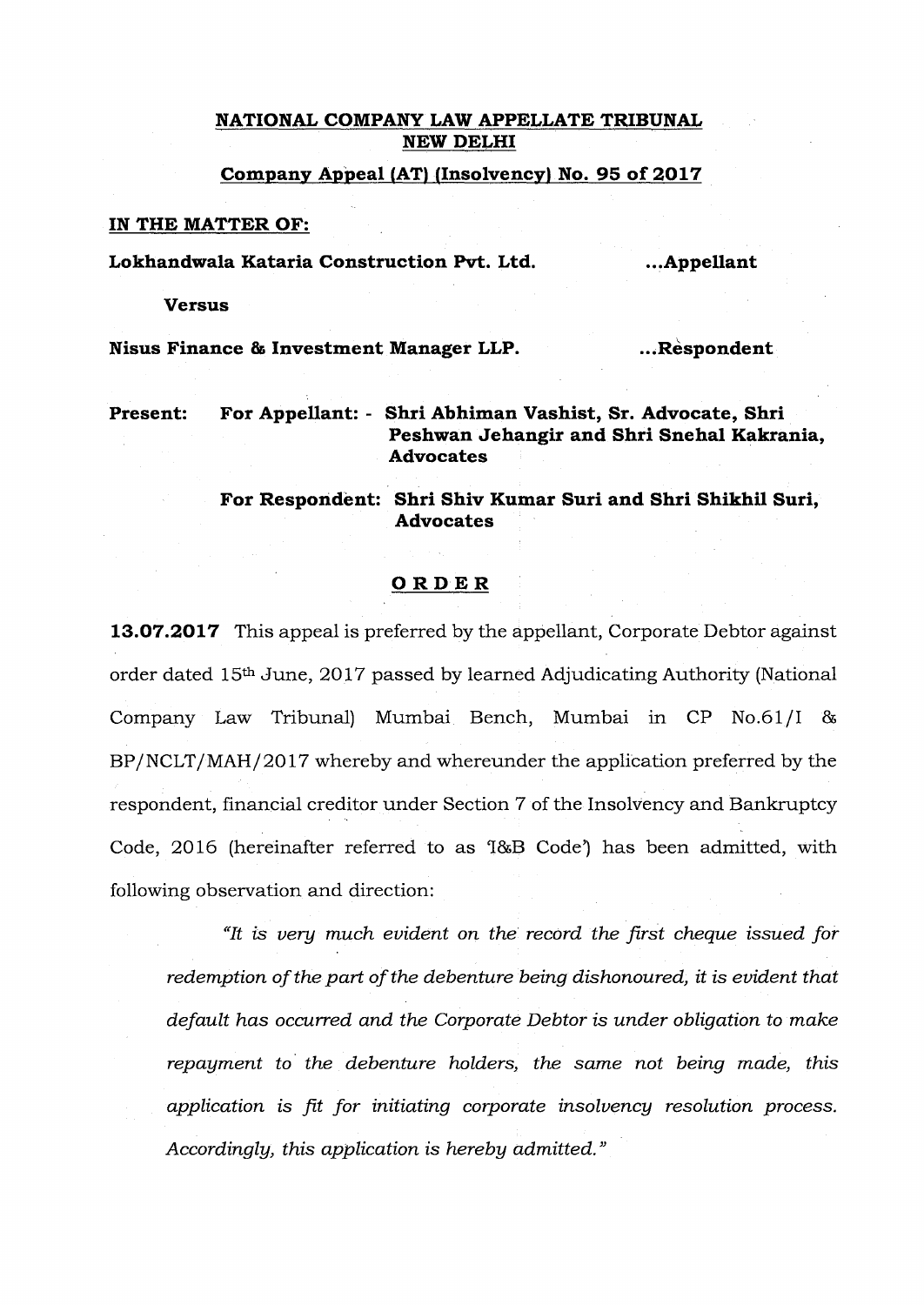**NATIONAL COMPANY LAW APPELLATE TRIBUNAL**
**NEW DELHI**

**Company Appeal (AT) (Insolvency) No. 95 of 2017**

**IN THE MATTER OF:**

**Lokhandwala Kataria Construction Pvt. Ltd.** **...Appellant**

**Versus**

**Nisus Finance & Investment Manager LLP.** **...Respondent**

**Present:** **For Appellant: - Shri Abhiman Vashist, Sr. Advocate, Shri Peshwan Jehangir and Shri Snehal Kakrania, Advocates**

**For Respondent: Shri Shiv Kumar Suri and Shri Shikhil Suri, Advocates**

**ORDER**

**13.07.2017** This appeal is preferred by the appellant, Corporate Debtor against order dated 15th June, 2017 passed by learned Adjudicating Authority (National Company Law Tribunal) Mumbai Bench, Mumbai in CP No.61/I & BP/NCLT/MAH/2017 whereby and whereunder the application preferred by the respondent, financial creditor under Section 7 of the Insolvency and Bankruptcy Code, 2016 (hereinafter referred to as 'I&B Code') has been admitted, with following observation and direction:

> *"It is very much evident on the record the first cheque issued for redemption of the part of the debenture being dishonoured, it is evident that default has occurred and the Corporate Debtor is under obligation to make repayment to the debenture holders, the same not being made, this application is fit for initiating corporate insolvency resolution process. Accordingly, this application is hereby admitted."*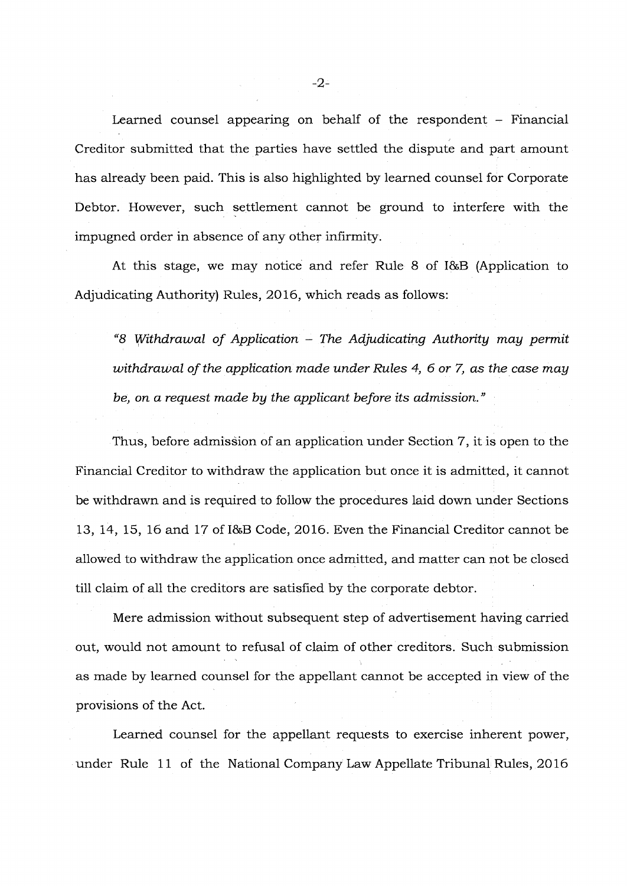Learned counsel appearing on behalf of the respondent – Financial Creditor submitted that the parties have settled the dispute and part amount has already been paid. This is also highlighted by learned counsel for Corporate Debtor. However, such settlement cannot be ground to interfere with the impugned order in absence of any other infirmity.

At this stage, we may notice and refer Rule 8 of I&B (Application to Adjudicating Authority) Rules, 2016, which reads as follows:

> *"8 Withdrawal of Application – The Adjudicating Authority may permit withdrawal of the application made under Rules 4, 6 or 7, as the case may be, on a request made by the applicant before its admission."*

Thus, before admission of an application under Section 7, it is open to the Financial Creditor to withdraw the application but once it is admitted, it cannot be withdrawn and is required to follow the procedures laid down under Sections 13, 14, 15, 16 and 17 of I&B Code, 2016. Even the Financial Creditor cannot be allowed to withdraw the application once admitted, and matter can not be closed till claim of all the creditors are satisfied by the corporate debtor.

Mere admission without subsequent step of advertisement having carried out, would not amount to refusal of claim of other creditors. Such submission as made by learned counsel for the appellant cannot be accepted in view of the provisions of the Act.

Learned counsel for the appellant requests to exercise inherent power, under Rule 11 of the National Company Law Appellate Tribunal Rules, 2016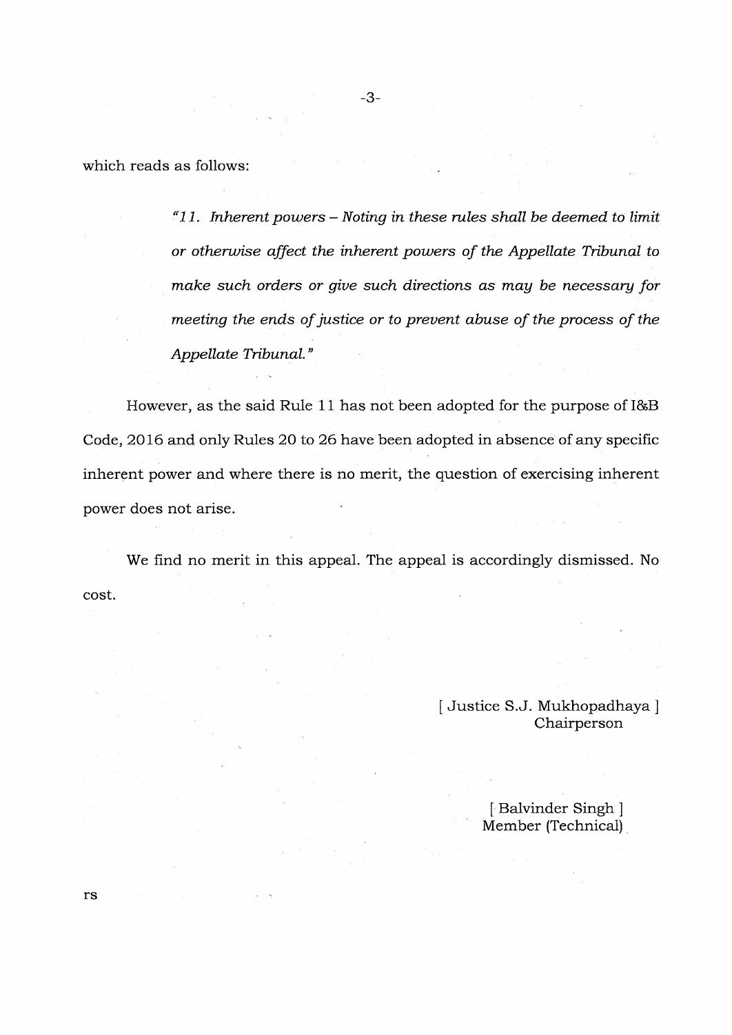which reads as follows:

> *"11. Inherent powers – Noting in these rules shall be deemed to limit or otherwise affect the inherent powers of the Appellate Tribunal to make such orders or give such directions as may be necessary for meeting the ends of justice or to prevent abuse of the process of the Appellate Tribunal."*

However, as the said Rule 11 has not been adopted for the purpose of I&B Code, 2016 and only Rules 20 to 26 have been adopted in absence of any specific inherent power and where there is no merit, the question of exercising inherent power does not arise.

We find no merit in this appeal. The appeal is accordingly dismissed. No cost.

[ Justice S.J. Mukhopadhaya ]
Chairperson

[ Balvinder Singh ]
Member (Technical)

rs